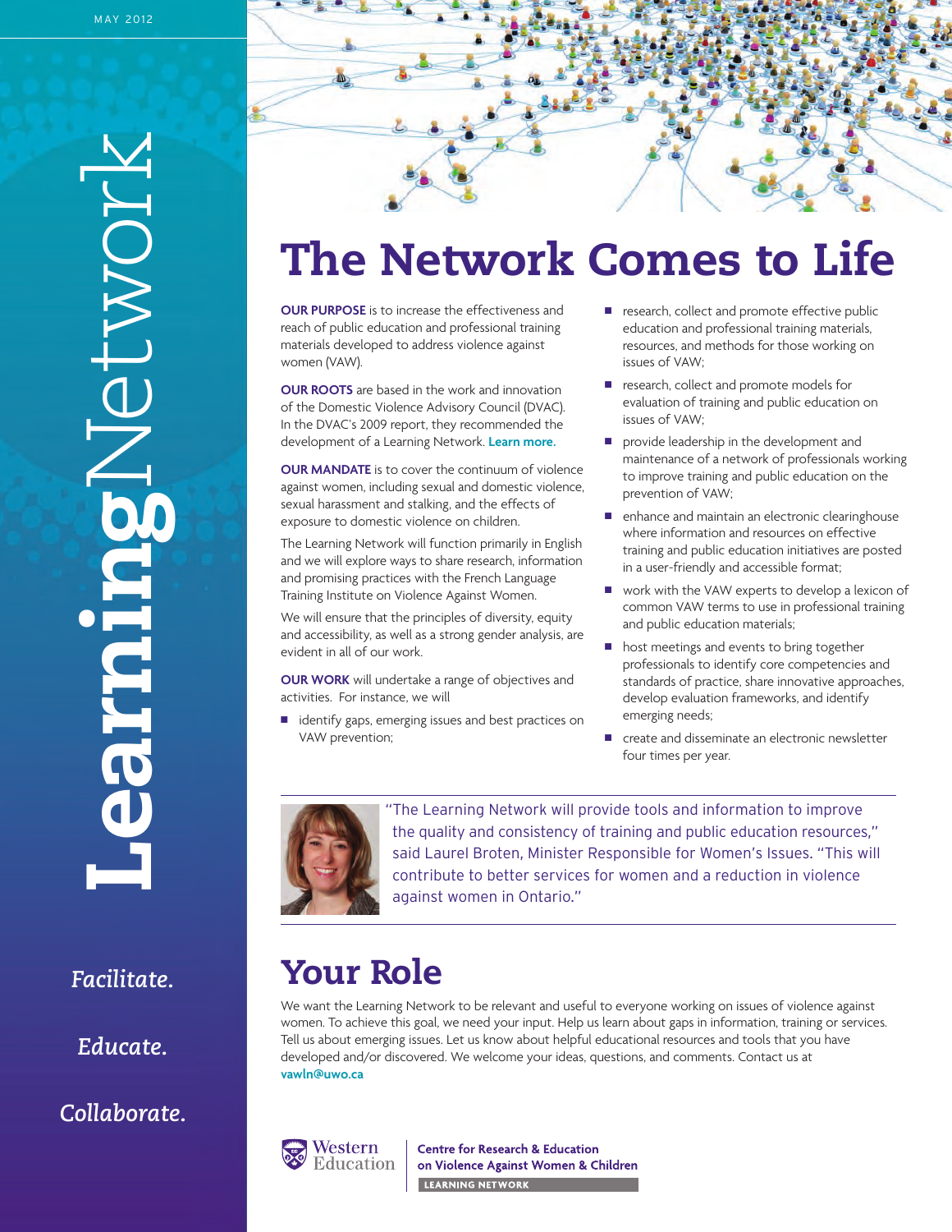MAY 2012

# LearningNetwork

*Facilitate.*

*Educate.*

*Collaborate.*

# The Network Comes to Life

**OUR PURPOSE** is to increase the effectiveness and reach of public education and professional training materials developed to address violence against women (VAW).

**OUR ROOTS** are based in the work and innovation of the Domestic Violence Advisory Council (DVAC). In the DVAC's 2009 report, they recommended the development of a Learning Network. **Learn more.**

**OUR MANDATE** is to cover the continuum of violence against women, including sexual and domestic violence, sexual harassment and stalking, and the effects of exposure to domestic violence on children.

The Learning Network will function primarily in English and we will explore ways to share research, information and promising practices with the French Language Training Institute on Violence Against Women.

We will ensure that the principles of diversity, equity and accessibility, as well as a strong gender analysis, are evident in all of our work.

**OUR WORK** will undertake a range of objectives and activities. For instance, we will

- identify gaps, emerging issues and best practices on VAW prevention;
- research, collect and promote effective public education and professional training materials, resources, and methods for those working on issues of VAW;
- research, collect and promote models for evaluation of training and public education on issues of VAW;
- provide leadership in the development and maintenance of a network of professionals working to improve training and public education on the prevention of VAW;
- enhance and maintain an electronic clearinghouse where information and resources on effective training and public education initiatives are posted in a user-friendly and accessible format;
- work with the VAW experts to develop a lexicon of common VAW terms to use in professional training and public education materials;
- host meetings and events to bring together professionals to identify core competencies and standards of practice, share innovative approaches, develop evaluation frameworks, and identify emerging needs;
- create and disseminate an electronic newsletter four times per year.

"The Learning Network will provide tools and information to improve the quality and consistency of training and public education resources," said Laurel Broten, Minister Responsible for Women's Issues. "This will contribute to better services for women and a reduction in violence against women in Ontario."

# Your Role

We want the Learning Network to be relevant and useful to everyone working on issues of violence against women. To achieve this goal, we need your input. Help us learn about gaps in information, training or services. Tell us about emerging issues. Let us know about helpful educational resources and tools that you have developed and/or discovered. We welcome your ideas, questions, and comments. Contact us at **vawln@uwo.ca**

Western Education | Centre for Research & Education on Violence Against Women & Children — LEARNING NETWORK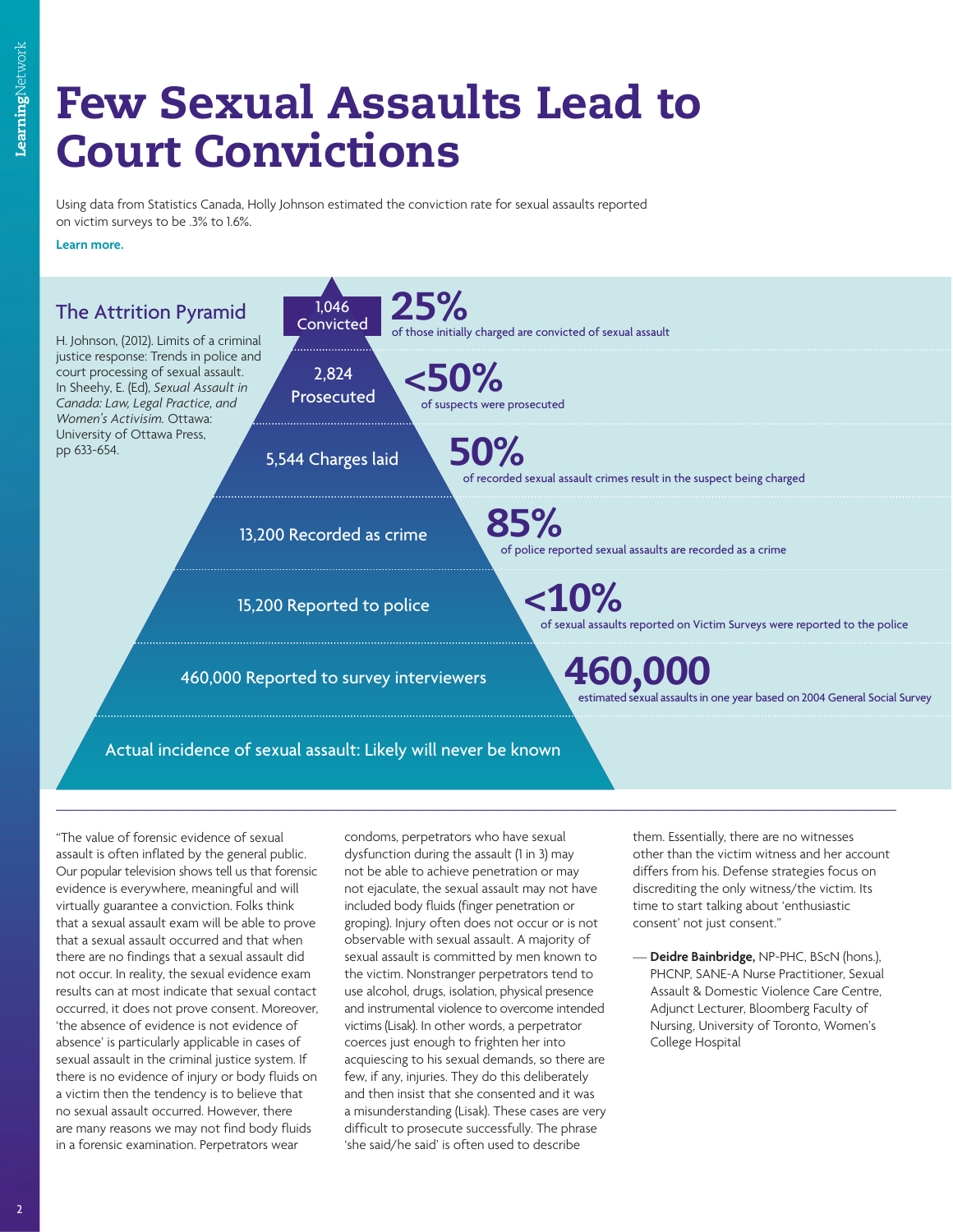# Few Sexual Assaults Lead to Court Convictions

Using data from Statistics Canada, Holly Johnson estimated the conviction rate for sexual assaults reported on victim surveys to be .3% to 1.6%.

**Learn more.**

## The Attrition Pyramid

H. Johnson, (2012). Limits of a criminal justice response: Trends in police and court processing of sexual assault. In Sheehy, E. (Ed), *Sexual Assault in Canada: Law, Legal Practice, and Women's Activisim.* Ottawa: University of Ottawa Press, pp 633-654.

| Pyramid level | Statistic |
|---|---|
| 1,046 Convicted | **25%** of those initially charged are convicted of sexual assault |
| 2,824 Prosecuted | **<50%** of suspects were prosecuted |
| 5,544 Charges laid | **50%** of recorded sexual assault crimes result in the suspect being charged |
| 13,200 Recorded as crime | **85%** of police reported sexual assaults are recorded as a crime |
| 15,200 Reported to police | **<10%** of sexual assaults reported on Victim Surveys were reported to the police |
| 460,000 Reported to survey interviewers | **460,000** estimated sexual assaults in one year based on 2004 General Social Survey |
| Actual incidence of sexual assault: Likely will never be known | |

"The value of forensic evidence of sexual assault is often inflated by the general public. Our popular television shows tell us that forensic evidence is everywhere, meaningful and will virtually guarantee a conviction. Folks think that a sexual assault exam will be able to prove that a sexual assault occurred and that when there are no findings that a sexual assault did not occur. In reality, the sexual evidence exam results can at most indicate that sexual contact occurred, it does not prove consent. Moreover, 'the absence of evidence is not evidence of absence' is particularly applicable in cases of sexual assault in the criminal justice system. If there is no evidence of injury or body fluids on a victim then the tendency is to believe that no sexual assault occurred. However, there are many reasons we may not find body fluids in a forensic examination. Perpetrators wear condoms, perpetrators who have sexual dysfunction during the assault (1 in 3) may not be able to achieve penetration or may not ejaculate, the sexual assault may not have included body fluids (finger penetration or groping). Injury often does not occur or is not observable with sexual assault. A majority of sexual assault is committed by men known to the victim. Nonstranger perpetrators tend to use alcohol, drugs, isolation, physical presence and instrumental violence to overcome intended victims (Lisak). In other words, a perpetrator coerces just enough to frighten her into acquiescing to his sexual demands, so there are few, if any, injuries. They do this deliberately and then insist that she consented and it was a misunderstanding (Lisak). These cases are very difficult to prosecute successfully. The phrase 'she said/he said' is often used to describe them. Essentially, there are no witnesses other than the victim witness and her account differs from his. Defense strategies focus on discrediting the only witness/the victim. Its time to start talking about 'enthusiastic consent' not just consent."

— **Deidre Bainbridge,** NP-PHC, BScN (hons.), PHCNP, SANE-A Nurse Practitioner, Sexual Assault & Domestic Violence Care Centre, Adjunct Lecturer, Bloomberg Faculty of Nursing, University of Toronto, Women's College Hospital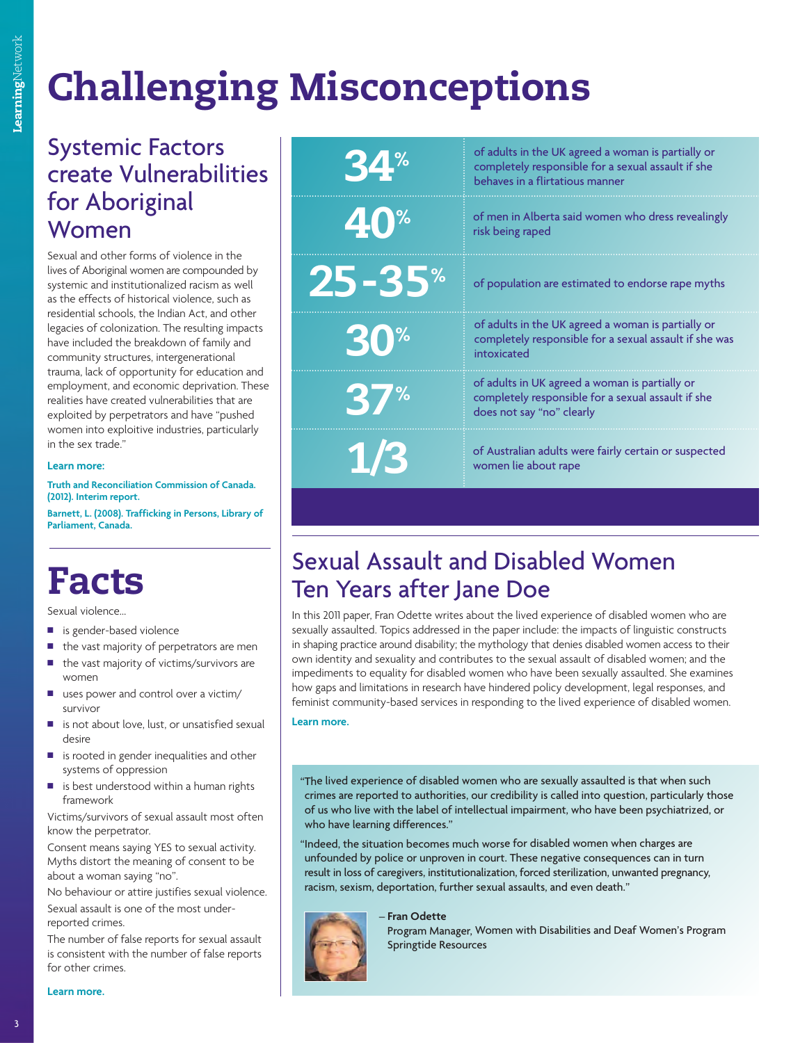# Challenging Misconceptions

## Systemic Factors create Vulnerabilities for Aboriginal Women

Sexual and other forms of violence in the lives of Aboriginal women are compounded by systemic and institutionalized racism as well as the effects of historical violence, such as residential schools, the Indian Act, and other legacies of colonization. The resulting impacts have included the breakdown of family and community structures, intergenerational trauma, lack of opportunity for education and employment, and economic deprivation. These realities have created vulnerabilities that are exploited by perpetrators and have "pushed women into exploitive industries, particularly in the sex trade."

**Learn more:**

**Truth and Reconciliation Commission of Canada. (2012). Interim report.**

**Barnett, L. (2008). Trafficking in Persons, Library of Parliament, Canada.**

# Facts

Sexual violence...

- is gender-based violence
- the vast majority of perpetrators are men
- the vast majority of victims/survivors are women
- uses power and control over a victim/survivor
- is not about love, lust, or unsatisfied sexual desire
- is rooted in gender inequalities and other systems of oppression
- is best understood within a human rights framework

Victims/survivors of sexual assault most often know the perpetrator.

Consent means saying YES to sexual activity. Myths distort the meaning of consent to be about a woman saying "no".

No behaviour or attire justifies sexual violence.

Sexual assault is one of the most under-reported crimes.

The number of false reports for sexual assault is consistent with the number of false reports for other crimes.

**Learn more.**

| | |
|---|---|
| **34%** | of adults in the UK agreed a woman is partially or completely responsible for a sexual assault if she behaves in a flirtatious manner |
| **40%** | of men in Alberta said women who dress revealingly risk being raped |
| **25-35%** | of population are estimated to endorse rape myths |
| **30%** | of adults in the UK agreed a woman is partially or completely responsible for a sexual assault if she was intoxicated |
| **37%** | of adults in UK agreed a woman is partially or completely responsible for a sexual assault if she does not say "no" clearly |
| **1/3** | of Australian adults were fairly certain or suspected women lie about rape |

## Sexual Assault and Disabled Women Ten Years after Jane Doe

In this 2011 paper, Fran Odette writes about the lived experience of disabled women who are sexually assaulted. Topics addressed in the paper include: the impacts of linguistic constructs in shaping practice around disability; the mythology that denies disabled women access to their own identity and sexuality and contributes to the sexual assault of disabled women; and the impediments to equality for disabled women who have been sexually assaulted. She examines how gaps and limitations in research have hindered policy development, legal responses, and feminist community-based services in responding to the lived experience of disabled women.

**Learn more.**

"The lived experience of disabled women who are sexually assaulted is that when such crimes are reported to authorities, our credibility is called into question, particularly those of us who live with the label of intellectual impairment, who have been psychiatrized, or who have learning differences."

"Indeed, the situation becomes much worse for disabled women when charges are unfounded by police or unproven in court. These negative consequences can in turn result in loss of caregivers, institutionalization, forced sterilization, unwanted pregnancy, racism, sexism, deportation, further sexual assaults, and even death."

– **Fran Odette**
Program Manager, Women with Disabilities and Deaf Women's Program
Springtide Resources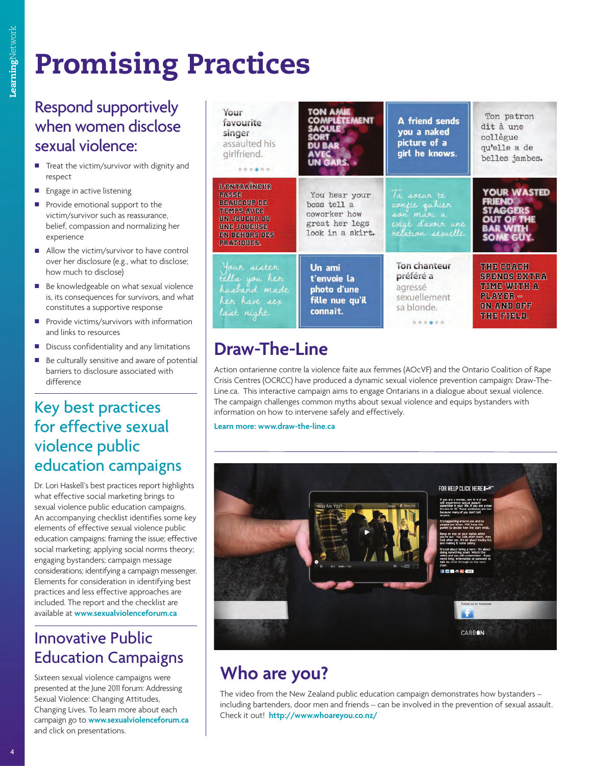# Promising Practices

## Respond supportively when women disclose sexual violence:

- Treat the victim/survivor with dignity and respect
- Engage in active listening
- Provide emotional support to the victim/survivor such as reassurance, belief, compassion and normalizing her experience
- Allow the victim/survivor to have control over her disclosure (e.g., what to disclose; how much to disclose)
- Be knowledgeable on what sexual violence is, its consequences for survivors, and what constitutes a supportive response
- Provide victims/survivors with information and links to resources
- Discuss confidentiality and any limitations
- Be culturally sensitive and aware of potential barriers to disclosure associated with difference

## Key best practices for effective sexual violence public education campaigns

Dr. Lori Haskell's best practices report highlights what effective social marketing brings to sexual violence public education campaigns. An accompanying checklist identifies some key elements of effective sexual violence public education campaigns: framing the issue; effective social marketing; applying social norms theory; engaging bystanders; campaign message considerations; identifying a campaign messenger. Elements for consideration in identifying best practices and less effective approaches are included. The report and the checklist are available at **www.sexualviolenceforum.ca**

## Innovative Public Education Campaigns

Sixteen sexual violence campaigns were presented at the June 2011 forum: Addressing Sexual Violence: Changing Attitudes, Changing Lives. To learn more about each campaign go to **www.sexualviolenceforum.ca** and click on presentations.

## Draw-The-Line

Action ontarienne contre la violence faite aux femmes (AOcVF) and the Ontario Coalition of Rape Crisis Centres (OCRCC) have produced a dynamic sexual violence prevention campaign: Draw-The-Line.ca. This interactive campaign aims to engage Ontarians in a dialogue about sexual violence. The campaign challenges common myths about sexual violence and equips bystanders with information on how to intervene safely and effectively.

**Learn more: www.draw-the-line.ca**

## Who are you?

The video from the New Zealand public education campaign demonstrates how bystanders – including bartenders, door men and friends – can be involved in the prevention of sexual assault. Check it out! **http://www.whoareyou.co.nz/**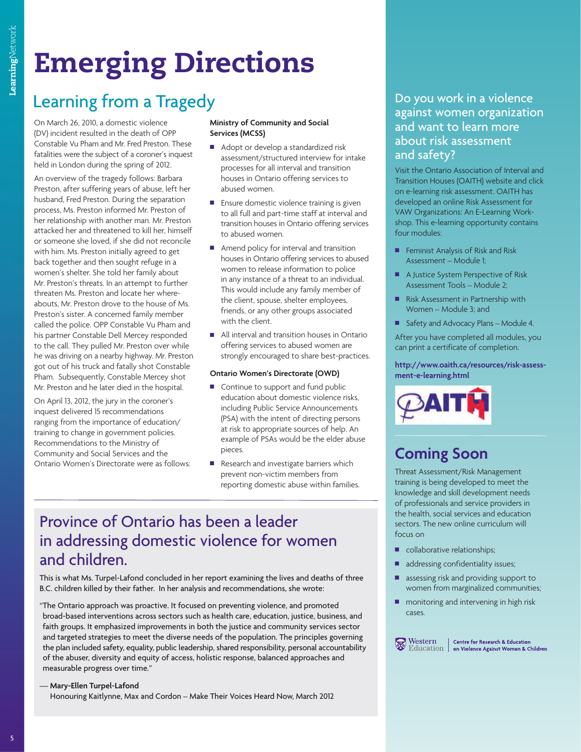# Emerging Directions

## Learning from a Tragedy

On March 26, 2010, a domestic violence (DV) incident resulted in the death of OPP Constable Vu Pham and Mr. Fred Preston. These fatalities were the subject of a coroner's inquest held in London during the spring of 2012.

An overview of the tragedy follows: Barbara Preston, after suffering years of abuse, left her husband, Fred Preston. During the separation process, Ms. Preston informed Mr. Preston of her relationship with another man. Mr. Preston attacked her and threatened to kill her, himself or someone she loved, if she did not reconcile with him. Ms. Preston initially agreed to get back together and then sought refuge in a women's shelter. She told her family about Mr. Preston's threats. In an attempt to further threaten Ms. Preston and locate her whereabouts, Mr. Preston drove to the house of Ms. Preston's sister. A concerned family member called the police. OPP Constable Vu Pham and his partner Constable Dell Mercey responded to the call. They pulled Mr. Preston over while he was driving on a nearby highway. Mr. Preston got out of his truck and fatally shot Constable Pham. Subsequently, Constable Mercey shot Mr. Preston and he later died in the hospital.

On April 13, 2012, the jury in the coroner's inquest delivered 15 recommendations ranging from the importance of education/training to change in government policies. Recommendations to the Ministry of Community and Social Services and the Ontario Women's Directorate were as follows:

**Ministry of Community and Social Services (MCSS)**

- Adopt or develop a standardized risk assessment/structured interview for intake processes for all interval and transition houses in Ontario offering services to abused women.
- Ensure domestic violence training is given to all full and part-time staff at interval and transition houses in Ontario offering services to abused women.
- Amend policy for interval and transition houses in Ontario offering services to abused women to release information to police in any instance of a threat to an individual. This would include any family member of the client, spouse, shelter employees, friends, or any other groups associated with the client.
- All interval and transition houses in Ontario offering services to abused women are strongly encouraged to share best-practices.

**Ontario Women's Directorate (OWD)**

- Continue to support and fund public education about domestic violence risks, including Public Service Announcements (PSA) with the intent of directing persons at risk to appropriate sources of help. An example of PSAs would be the elder abuse pieces.
- Research and investigate barriers which prevent non-victim members from reporting domestic abuse within families.

## Province of Ontario has been a leader in addressing domestic violence for women and children.

This is what Ms. Turpel-Lafond concluded in her report examining the lives and deaths of three B.C. children killed by their father. In her analysis and recommendations, she wrote:

"The Ontario approach was proactive. It focused on preventing violence, and promoted broad-based interventions across sectors such as health care, education, justice, business, and faith groups. It emphasized improvements in both the justice and community services sector and targeted strategies to meet the diverse needs of the population. The principles governing the plan included safety, equality, public leadership, shared responsibility, personal accountability of the abuser, diversity and equity of access, holistic response, balanced approaches and measurable progress over time."

— **Mary-Ellen Turpel-Lafond**
Honouring Kaitlynne, Max and Cordon – Make Their Voices Heard Now, March 2012

## Do you work in a violence against women organization and want to learn more about risk assessment and safety?

Visit the Ontario Association of Interval and Transition Houses (OAITH) website and click on e-learning risk assessment. OAITH has developed an online Risk Assessment for VAW Organizations: An E-Learning Workshop. This e-learning opportunity contains four modules:

- Feminist Analysis of Risk and Risk Assessment – Module 1;
- A Justice System Perspective of Risk Assessment Tools – Module 2;
- Risk Assessment in Partnership with Women – Module 3; and
- Safety and Advocacy Plans – Module 4.

After you have completed all modules, you can print a certificate of completion.

**http://www.oaith.ca/resources/risk-assessment-e-learning.html**

## Coming Soon

Threat Assessment/Risk Management training is being developed to meet the knowledge and skill development needs of professionals and service providers in the health, social services and education sectors. The new online curriculum will focus on

- collaborative relationships;
- addressing confidentiality issues;
- assessing risk and providing support to women from marginalized communities;
- monitoring and intervening in high risk cases.

Western Education | Centre for Research & Education on Violence Against Women & Children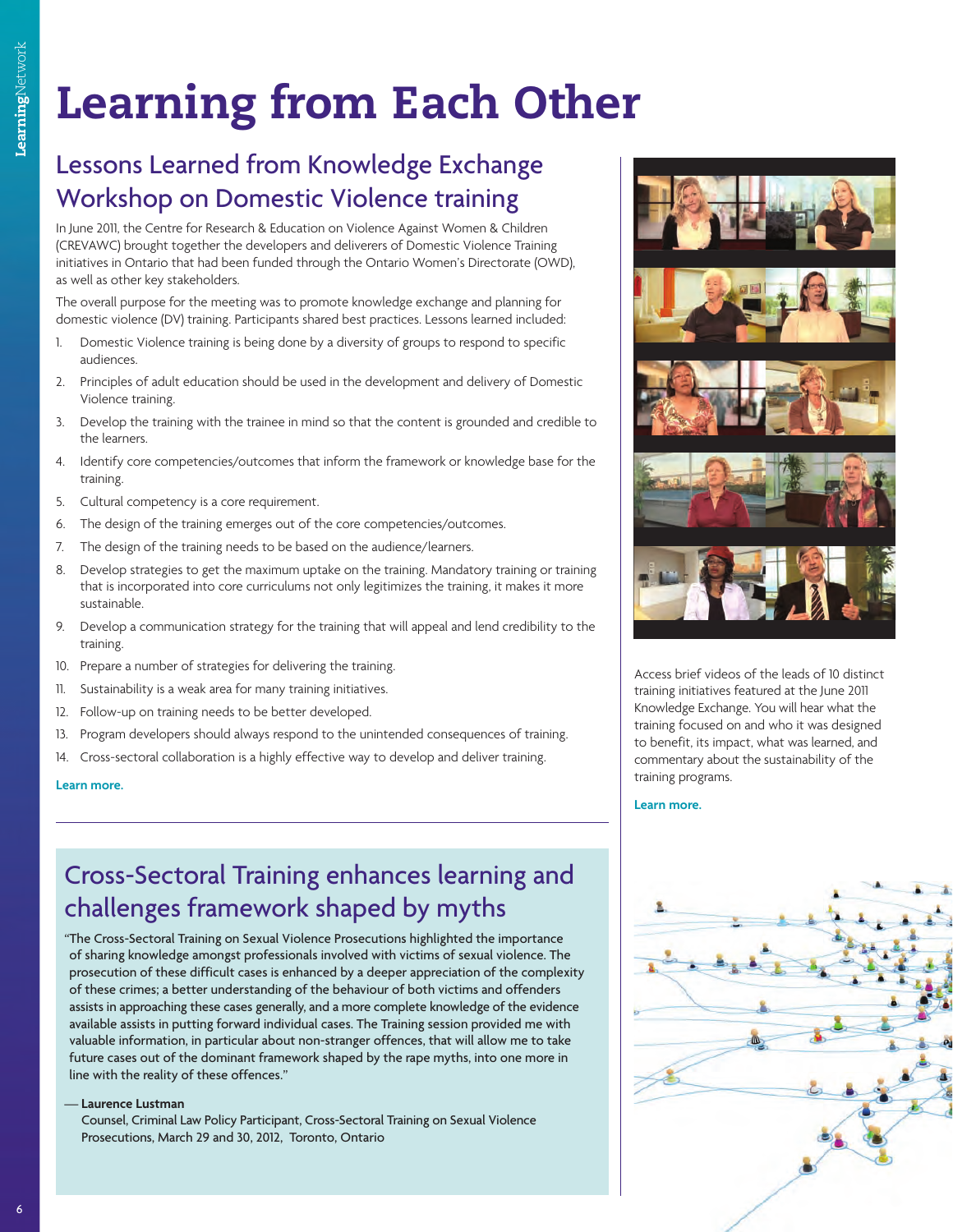# Learning from Each Other

## Lessons Learned from Knowledge Exchange Workshop on Domestic Violence training

In June 2011, the Centre for Research & Education on Violence Against Women & Children (CREVAWC) brought together the developers and deliverers of Domestic Violence Training initiatives in Ontario that had been funded through the Ontario Women's Directorate (OWD), as well as other key stakeholders.

The overall purpose for the meeting was to promote knowledge exchange and planning for domestic violence (DV) training. Participants shared best practices. Lessons learned included:

1. Domestic Violence training is being done by a diversity of groups to respond to specific audiences.
2. Principles of adult education should be used in the development and delivery of Domestic Violence training.
3. Develop the training with the trainee in mind so that the content is grounded and credible to the learners.
4. Identify core competencies/outcomes that inform the framework or knowledge base for the training.
5. Cultural competency is a core requirement.
6. The design of the training emerges out of the core competencies/outcomes.
7. The design of the training needs to be based on the audience/learners.
8. Develop strategies to get the maximum uptake on the training. Mandatory training or training that is incorporated into core curriculums not only legitimizes the training, it makes it more sustainable.
9. Develop a communication strategy for the training that will appeal and lend credibility to the training.
10. Prepare a number of strategies for delivering the training.
11. Sustainability is a weak area for many training initiatives.
12. Follow-up on training needs to be better developed.
13. Program developers should always respond to the unintended consequences of training.
14. Cross-sectoral collaboration is a highly effective way to develop and deliver training.

**Learn more.**

Access brief videos of the leads of 10 distinct training initiatives featured at the June 2011 Knowledge Exchange. You will hear what the training focused on and who it was designed to benefit, its impact, what was learned, and commentary about the sustainability of the training programs.

**Learn more.**

## Cross-Sectoral Training enhances learning and challenges framework shaped by myths

"The Cross-Sectoral Training on Sexual Violence Prosecutions highlighted the importance of sharing knowledge amongst professionals involved with victims of sexual violence. The prosecution of these difficult cases is enhanced by a deeper appreciation of the complexity of these crimes; a better understanding of the behaviour of both victims and offenders assists in approaching these cases generally, and a more complete knowledge of the evidence available assists in putting forward individual cases. The Training session provided me with valuable information, in particular about non-stranger offences, that will allow me to take future cases out of the dominant framework shaped by the rape myths, into one more in line with the reality of these offences."

— **Laurence Lustman**
Counsel, Criminal Law Policy Participant, Cross-Sectoral Training on Sexual Violence Prosecutions, March 29 and 30, 2012, Toronto, Ontario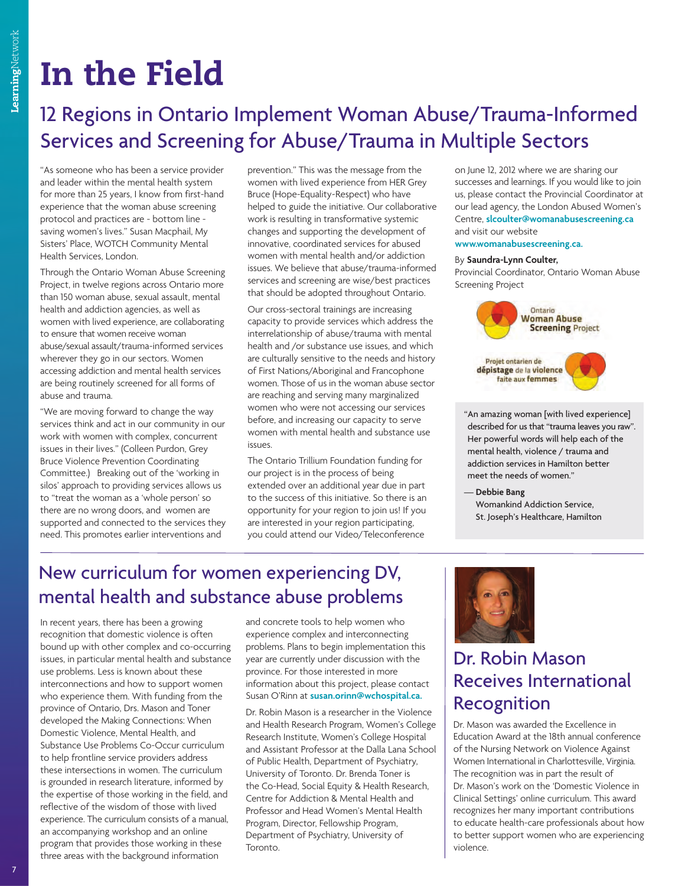# In the Field

## 12 Regions in Ontario Implement Woman Abuse/Trauma-Informed Services and Screening for Abuse/Trauma in Multiple Sectors

"As someone who has been a service provider and leader within the mental health system for more than 25 years, I know from first-hand experience that the woman abuse screening protocol and practices are - bottom line - saving women's lives." Susan Macphail, My Sisters' Place, WOTCH Community Mental Health Services, London.

Through the Ontario Woman Abuse Screening Project, in twelve regions across Ontario more than 150 woman abuse, sexual assault, mental health and addiction agencies, as well as women with lived experience, are collaborating to ensure that women receive woman abuse/sexual assault/trauma-informed services wherever they go in our sectors. Women accessing addiction and mental health services are being routinely screened for all forms of abuse and trauma.

"We are moving forward to change the way services think and act in our community in our work with women with complex, concurrent issues in their lives." (Colleen Purdon, Grey Bruce Violence Prevention Coordinating Committee.) Breaking out of the 'working in silos' approach to providing services allows us to "treat the woman as a 'whole person' so there are no wrong doors, and women are supported and connected to the services they need. This promotes earlier interventions and prevention." This was the message from the women with lived experience from HER Grey Bruce (Hope-Equality-Respect) who have helped to guide the initiative. Our collaborative work is resulting in transformative systemic changes and supporting the development of innovative, coordinated services for abused women with mental health and/or addiction issues. We believe that abuse/trauma-informed services and screening are wise/best practices that should be adopted throughout Ontario.

Our cross-sectoral trainings are increasing capacity to provide services which address the interrelationship of abuse/trauma with mental health and /or substance use issues, and which are culturally sensitive to the needs and history of First Nations/Aboriginal and Francophone women. Those of us in the woman abuse sector are reaching and serving many marginalized women who were not accessing our services before, and increasing our capacity to serve women with mental health and substance use issues.

The Ontario Trillium Foundation funding for our project is in the process of being extended over an additional year due in part to the success of this initiative. So there is an opportunity for your region to join us! If you are interested in your region participating, you could attend our Video/Teleconference on June 12, 2012 where we are sharing our successes and learnings. If you would like to join us, please contact the Provincial Coordinator at our lead agency, the London Abused Women's Centre, **slcoulter@womanabusescreening.ca** and visit our website **www.womanabusescreening.ca.**

By **Saundra-Lynn Coulter,**
Provincial Coordinator, Ontario Woman Abuse Screening Project

Ontario Woman Abuse Screening Project

Projet ontarien de dépistage de la violence faite aux femmes

"An amazing woman [with lived experience] described for us that "trauma leaves you raw". Her powerful words will help each of the mental health, violence / trauma and addiction services in Hamilton better meet the needs of women."

— **Debbie Bang**
Womankind Addiction Service,
St. Joseph's Healthcare, Hamilton

## New curriculum for women experiencing DV, mental health and substance abuse problems

In recent years, there has been a growing recognition that domestic violence is often bound up with other complex and co-occurring issues, in particular mental health and substance use problems. Less is known about these interconnections and how to support women who experience them. With funding from the province of Ontario, Drs. Mason and Toner developed the Making Connections: When Domestic Violence, Mental Health, and Substance Use Problems Co-Occur curriculum to help frontline service providers address these intersections in women. The curriculum is grounded in research literature, informed by the expertise of those working in the field, and reflective of the wisdom of those with lived experience. The curriculum consists of a manual, an accompanying workshop and an online program that provides those working in these three areas with the background information and concrete tools to help women who experience complex and interconnecting problems. Plans to begin implementation this year are currently under discussion with the province. For those interested in more information about this project, please contact Susan O'Rinn at **susan.orinn@wchospital.ca.**

Dr. Robin Mason is a researcher in the Violence and Health Research Program, Women's College Research Institute, Women's College Hospital and Assistant Professor at the Dalla Lana School of Public Health, Department of Psychiatry, University of Toronto. Dr. Brenda Toner is the Co-Head, Social Equity & Health Research, Centre for Addiction & Mental Health and Professor and Head Women's Mental Health Program, Director, Fellowship Program, Department of Psychiatry, University of Toronto.

## Dr. Robin Mason Receives International Recognition

Dr. Mason was awarded the Excellence in Education Award at the 18th annual conference of the Nursing Network on Violence Against Women International in Charlottesville, Virginia. The recognition was in part the result of Dr. Mason's work on the 'Domestic Violence in Clinical Settings' online curriculum. This award recognizes her many important contributions to educate health-care professionals about how to better support women who are experiencing violence.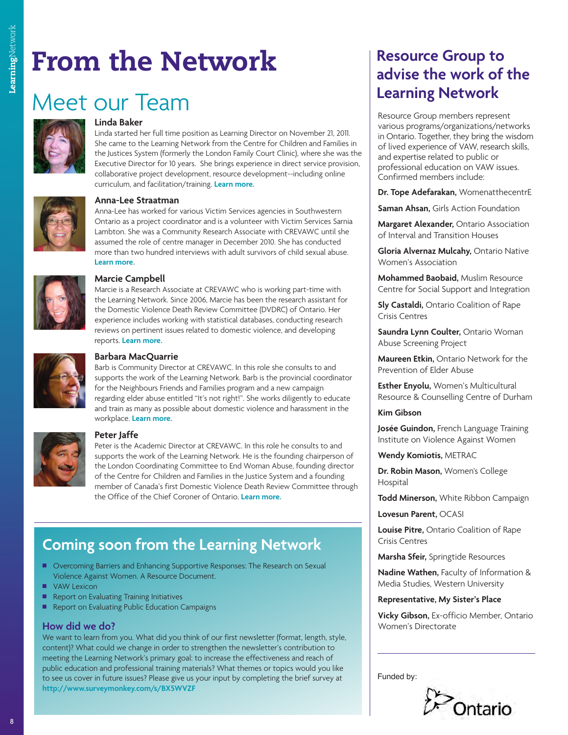# From the Network

## Meet our Team

### Linda Baker

Linda started her full time position as Learning Director on November 21, 2011. She came to the Learning Network from the Centre for Children and Families in the Justices System (formerly the London Family Court Clinic), where she was the Executive Director for 10 years. She brings experience in direct service provision, collaborative project development, resource development--including online curriculum, and facilitation/training. **Learn more.**

### Anna-Lee Straatman

Anna-Lee has worked for various Victim Services agencies in Southwestern Ontario as a project coordinator and is a volunteer with Victim Services Sarnia Lambton. She was a Community Research Associate with CREVAWC until she assumed the role of centre manager in December 2010. She has conducted more than two hundred interviews with adult survivors of child sexual abuse. **Learn more.**

### Marcie Campbell

Marcie is a Research Associate at CREVAWC who is working part-time with the Learning Network. Since 2006, Marcie has been the research assistant for the Domestic Violence Death Review Committee (DVDRC) of Ontario. Her experience includes working with statistical databases, conducting research reviews on pertinent issues related to domestic violence, and developing reports. **Learn more.**

### Barbara MacQuarrie

Barb is Community Director at CREVAWC. In this role she consults to and supports the work of the Learning Network. Barb is the provincial coordinator for the Neighbours Friends and Families program and a new campaign regarding elder abuse entitled "It's not right!". She works diligently to educate and train as many as possible about domestic violence and harassment in the workplace. **Learn more.**

### Peter Jaffe

Peter is the Academic Director at CREVAWC. In this role he consults to and supports the work of the Learning Network. He is the founding chairperson of the London Coordinating Committee to End Woman Abuse, founding director of the Centre for Children and Families in the Justice System and a founding member of Canada's first Domestic Violence Death Review Committee through the Office of the Chief Coroner of Ontario. **Learn more.**

## Coming soon from the Learning Network

- Overcoming Barriers and Enhancing Supportive Responses: The Research on Sexual Violence Against Women. A Resource Document.
- VAW Lexicon
- Report on Evaluating Training Initiatives
- Report on Evaluating Public Education Campaigns

### How did we do?

We want to learn from you. What did you think of our first newsletter (format, length, style, content)? What could we change in order to strengthen the newsletter's contribution to meeting the Learning Network's primary goal: to increase the effectiveness and reach of public education and professional training materials? What themes or topics would you like to see us cover in future issues? Please give us your input by completing the brief survey at **http://www.surveymonkey.com/s/BX5WVZF**

## Resource Group to advise the work of the Learning Network

Resource Group members represent various programs/organizations/networks in Ontario. Together, they bring the wisdom of lived experience of VAW, research skills, and expertise related to public or professional education on VAW issues. Confirmed members include:

**Dr. Tope Adefarakan,** WomenatthecentrE

**Saman Ahsan,** Girls Action Foundation

**Margaret Alexander,** Ontario Association of Interval and Transition Houses

**Gloria Alvernaz Mulcahy,** Ontario Native Women's Association

**Mohammed Baobaid,** Muslim Resource Centre for Social Support and Integration

**Sly Castaldi,** Ontario Coalition of Rape Crisis Centres

**Saundra Lynn Coulter,** Ontario Woman Abuse Screening Project

**Maureen Etkin,** Ontario Network for the Prevention of Elder Abuse

**Esther Enyolu,** Women's Multicultural Resource & Counselling Centre of Durham

**Kim Gibson**

**Josée Guindon,** French Language Training Institute on Violence Against Women

**Wendy Komiotis,** METRAC

**Dr. Robin Mason,** Women's College Hospital

**Todd Minerson,** White Ribbon Campaign

**Lovesun Parent,** OCASI

**Louise Pitre,** Ontario Coalition of Rape Crisis Centres

**Marsha Sfeir,** Springtide Resources

**Nadine Wathen,** Faculty of Information & Media Studies, Western University

**Representative, My Sister's Place**

**Vicky Gibson,** Ex-officio Member, Ontario Women's Directorate

Funded by:

Ontario